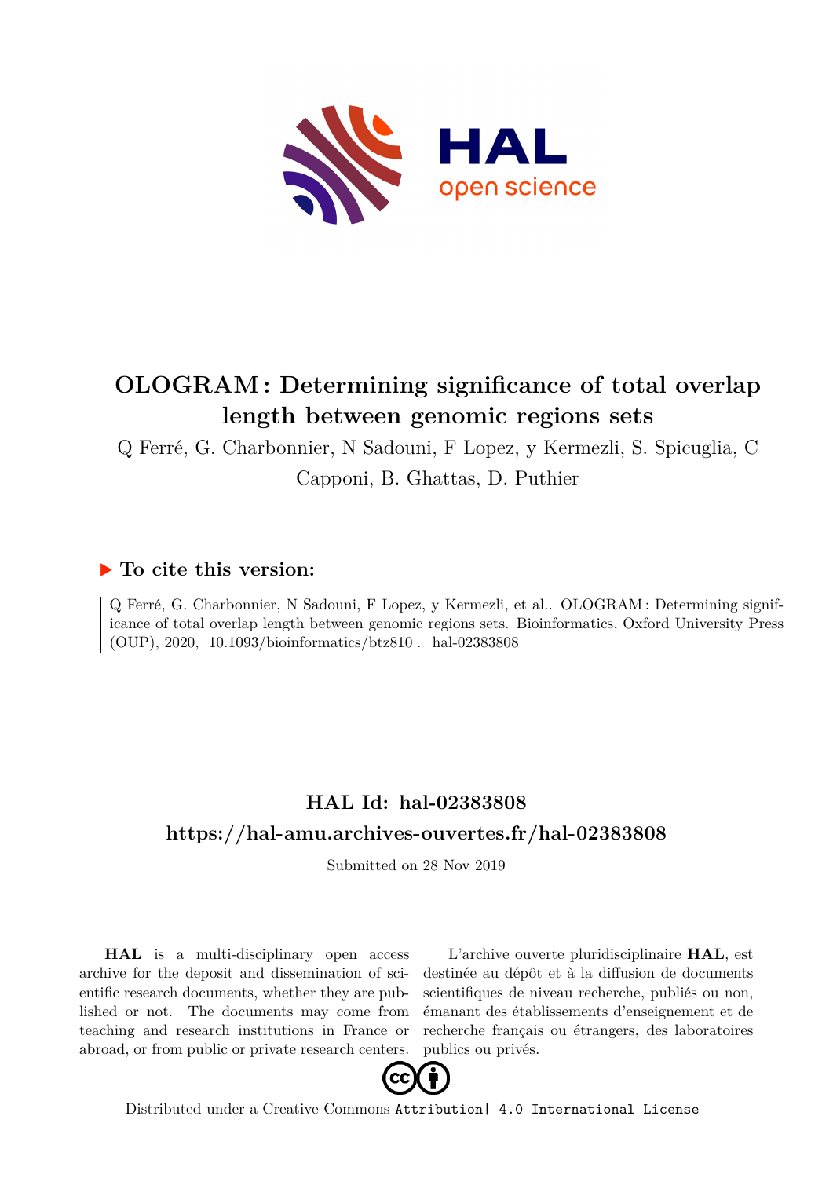# OLOGRAM: Determining significance of total overlap length between genomic regions sets

Q Ferré, G. Charbonnier, N Sadouni, F Lopez, y Kermezli, S. Spicuglia, C Capponi, B. Ghattas, D. Puthier

## ▶ To cite this version:

Q Ferré, G. Charbonnier, N Sadouni, F Lopez, y Kermezli, et al.. OLOGRAM: Determining significance of total overlap length between genomic regions sets. Bioinformatics, Oxford University Press (OUP), 2020, 10.1093/bioinformatics/btz810. hal-02383808

## HAL Id: hal-02383808
## https://hal-amu.archives-ouvertes.fr/hal-02383808

Submitted on 28 Nov 2019

**HAL** is a multi-disciplinary open access archive for the deposit and dissemination of scientific research documents, whether they are published or not. The documents may come from teaching and research institutions in France or abroad, or from public or private research centers.

L'archive ouverte pluridisciplinaire **HAL**, est destinée au dépôt et à la diffusion de documents scientifiques de niveau recherche, publiés ou non, émanant des établissements d'enseignement et de recherche français ou étrangers, des laboratoires publics ou privés.

Distributed under a Creative Commons Attribution| 4.0 International License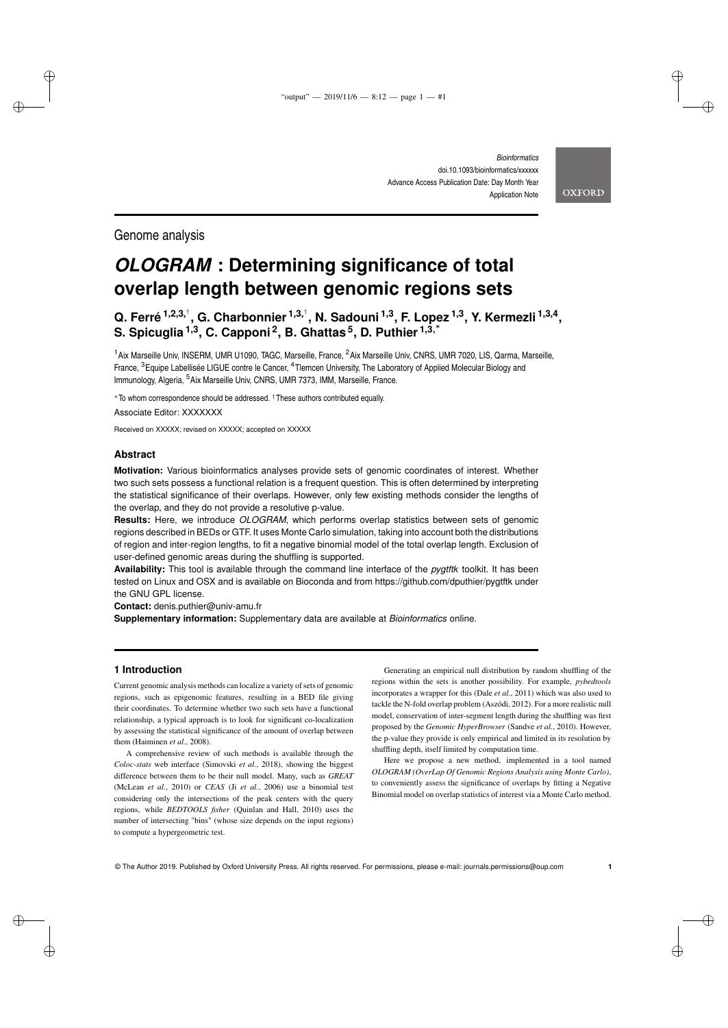Genome analysis

# *OLOGRAM* : Determining significance of total overlap length between genomic regions sets

**Q. Ferré [1,2,3,†], G. Charbonnier [1,3,†], N. Sadouni [1,3], F. Lopez [1,3], Y. Kermezli [1,3,4], S. Spicuglia [1,3], C. Capponi [2], B. Ghattas [5], D. Puthier [1,3,*]**

[1] Aix Marseille Univ, INSERM, UMR U1090, TAGC, Marseille, France, [2] Aix Marseille Univ, CNRS, UMR 7020, LIS, Qarma, Marseille, France, [3] Equipe Labellisée LIGUE contre le Cancer, [4] Tlemcen University, The Laboratory of Applied Molecular Biology and Immunology, Algeria, [5] Aix Marseille Univ, CNRS, UMR 7373, IMM, Marseille, France.

* To whom correspondence should be addressed. † These authors contributed equally.

Associate Editor: XXXXXXX

Received on XXXXX; revised on XXXXX; accepted on XXXXX

## Abstract

**Motivation:** Various bioinformatics analyses provide sets of genomic coordinates of interest. Whether two such sets possess a functional relation is a frequent question. This is often determined by interpreting the statistical significance of their overlaps. However, only few existing methods consider the lengths of the overlap, and they do not provide a resolutive p-value.

**Results:** Here, we introduce *OLOGRAM*, which performs overlap statistics between sets of genomic regions described in BEDs or GTF. It uses Monte Carlo simulation, taking into account both the distributions of region and inter-region lengths, to fit a negative binomial model of the total overlap length. Exclusion of user-defined genomic areas during the shuffling is supported.

**Availability:** This tool is available through the command line interface of the *pygtftk* toolkit. It has been tested on Linux and OSX and is available on Bioconda and from https://github.com/dputhier/pygtftk under the GNU GPL license.

**Contact:** denis.puthier@univ-amu.fr

**Supplementary information:** Supplementary data are available at *Bioinformatics* online.

## 1 Introduction

Current genomic analysis methods can localize a variety of sets of genomic regions, such as epigenomic features, resulting in a BED file giving their coordinates. To determine whether two such sets have a functional relationship, a typical approach is to look for significant co-localization by assessing the statistical significance of the amount of overlap between them (Haiminen *et al.*, 2008).

A comprehensive review of such methods is available through the *Coloc-stats* web interface (Simovski *et al.*, 2018), showing the biggest difference between them to be their null model. Many, such as *GREAT* (McLean *et al.*, 2010) or *CEAS* (Ji *et al.*, 2006) use a binomial test considering only the intersections of the peak centers with the query regions, while *BEDTOOLS fisher* (Quinlan and Hall, 2010) uses the number of intersecting "bins" (whose size depends on the input regions) to compute a hypergeometric test.

Generating an empirical null distribution by random shuffling of the regions within the sets is another possibility. For example, *pybedtools* incorporates a wrapper for this (Dale *et al.*, 2011) which was also used to tackle the N-fold overlap problem (Aszódi, 2012). For a more realistic null model, conservation of inter-segment length during the shuffling was first proposed by the *Genomic HyperBrowser* (Sandve *et al.*, 2010). However, the p-value they provide is only empirical and limited in its resolution by shuffling depth, itself limited by computation time.

Here we propose a new method, implemented in a tool named *OLOGRAM (OverLap Of Genomic Regions Analysis using Monte Carlo)*, to conveniently assess the significance of overlaps by fitting a Negative Binomial model on overlap statistics of interest via a Monte Carlo method.

© The Author 2019. Published by Oxford University Press. All rights reserved. For permissions, please e-mail: journals.permissions@oup.com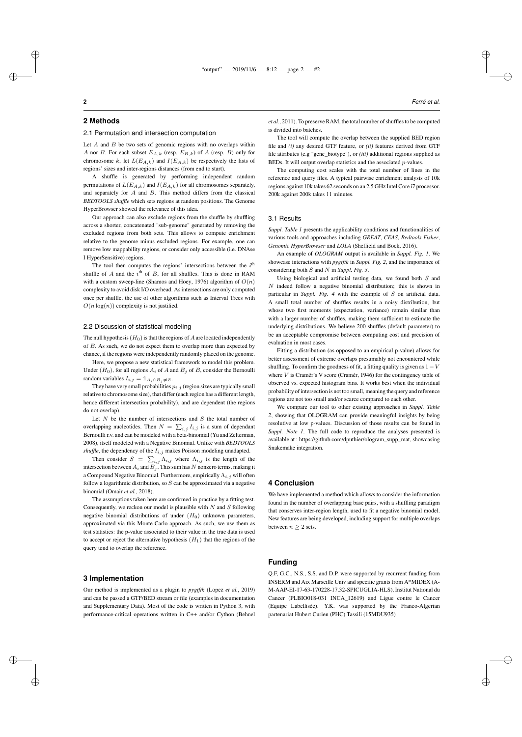## 2 Methods

### 2.1 Permutation and intersection computation

Let $A$ and $B$ be two sets of genomic regions with no overlaps within $A$ nor $B$. For each subset $E_{A,k}$ (resp. $E_{B,k}$) of $A$ (resp. $B$) only for chromosome $k$, let $L(E_{A,k})$ and $I(E_{A,k})$ be respectively the lists of regions' sizes and inter-regions distances (from end to start).

A shuffle is generated by performing independent random permutations of $L(E_{A,k})$ and $I(E_{A,k})$ for all chromosomes separately, and separately for $A$ and $B$. This method differs from the classical ***BEDTOOLS shuffle*** which sets regions at random positions. The Genome HyperBrowser showed the relevance of this idea.

Our approach can also exclude regions from the shuffle by shuffling across a shorter, concatenated "sub-genome" generated by removing the excluded regions from both sets. This allows to compute enrichment relative to the genome minus excluded regions. For example, one can remove low mappability regions, or consider only accessible (i.e. DNAse I HyperSensitive) regions.

The tool then computes the regions' intersections between the $i^{\text{th}}$ shuffle of $A$ and the $i^{\text{th}}$ of $B$, for all shuffles. This is done in RAM with a custom sweep-line (Shamos and Hoey, 1976) algorithm of $O(n)$ complexity to avoid disk I/O overhead. As intersections are only computed once per shuffle, the use of other algorithms such as Interval Trees with $O(n \log(n))$ complexity is not justified.

### 2.2 Discussion of statistical modeling

The null hypothesis $(H_0)$ is that the regions of $A$ are located independently of $B$. As such, we do not expect them to overlap more than expected by chance, if the regions were independently randomly placed on the genome.

Here, we propose a new statistical framework to model this problem. Under $(H_0)$, for all regions $A_i$ of $A$ and $B_j$ of $B$, consider the Bernoulli random variables $I_{i,j} = \mathbb{1}_{A_i \cap B_j \neq \varnothing}$.

They have very small probabilities $p_{i,j}$ (region sizes are typically small relative to chromosome size), that differ (each region has a different length, hence different intersection probability), and are dependent (the regions do not overlap).

Let $N$ be the number of intersections and $S$ the total number of overlapping nucleotides. Then $N = \sum_{i,j} I_{i,j}$ is a sum of dependant Bernoulli r.v. and can be modeled with a beta-binomial (Yu and Zelterman, 2008), itself modeled with a Negative Binomial. Unlike with ***BEDTOOLS shuffle***, the dependency of the $I_{i,j}$ makes Poisson modeling unadapted.

Then consider $S = \sum_{i,j} \Lambda_{i,j}$ where $\Lambda_{i,j}$ is the length of the intersection between $A_i$ and $B_j$. This sum has $N$ nonzero terms, making it a Compound Negative Binomial. Furthermore, empirically $\Lambda_{i,j}$ will often follow a logarithmic distribution, so $S$ can be approximated via a negative binomial (Omair *et al.*, 2018).

The assumptions taken here are confirmed in practice by a fitting test. Consequently, we reckon our model is plausible with $N$ and $S$ following negative binomial distributions of under $(H_0)$ unknown parameters, approximated via this Monte Carlo approach. As such, we use them as test statistics: the p-value associated to their value in the true data is used to accept or reject the alternative hypothesis $(H_1)$ that the regions of the query tend to overlap the reference.

## 3 Implementation

Our method is implemented as a plugin to *pygtftk* (Lopez *et al.*, 2019) and can be passed a GTF/BED stream or file (examples in documentation and Supplementary Data). Most of the code is written in Python 3, with performance-critical operations written in C++ and/or Cython (Behnel *et al.*, 2011). To preserve RAM, the total number of shuffles to be computed is divided into batches.

The tool will compute the overlap between the supplied BED region file and *(i)* any desired GTF feature, or *(ii)* features derived from GTF file attributes (e.g "gene_biotype"), or *(iii)* additional regions supplied as BEDs. It will output overlap statistics and the associated $p$-values.

The computing cost scales with the total number of lines in the reference and query files. A typical pairwise enrichment analysis of 10k regions against 10k takes 62 seconds on an 2,5 GHz Intel Core i7 processor. 200k against 200k takes 11 minutes.

### 3.1 Results

*Suppl. Table 1* presents the applicability conditions and functionalities of various tools and approaches including *GREAT*, *CEAS*, *Bedtools Fisher*, *Genomic HyperBrowser* and *LOLA* (Sheffield and Bock, 2016).

An example of *OLOGRAM* output is available in *Suppl. Fig. 1*. We showcase interactions with *pygtftk* in *Suppl. Fig. 2*, and the importance of considering both $S$ and $N$ in *Suppl. Fig. 3*.

Using biological and artificial testing data, we found both $S$ and $N$ indeed follow a negative binomial distribution; this is shown in particular in *Suppl. Fig. 4* with the example of $S$ on artificial data. A small total number of shuffles results in a noisy distribution, but whose two first moments (expectation, variance) remain similar than with a larger number of shuffles, making them sufficient to estimate the underlying distributions. We believe 200 shuffles (default parameter) to be an acceptable compromise between computing cost and precision of evaluation in most cases.

Fitting a distribution (as opposed to an empirical p-value) allows for better assessment of extreme overlaps presumably not encountered while shuffling. To confirm the goodness of fit, a fitting quality is given as $1 - V$ where $V$ is Cramér's V score (Cramér, 1946) for the contingency table of observed vs. expected histogram bins. It works best when the individual probability of intersection is not too small, meaning the query and reference regions are not too small and/or scarce compared to each other.

We compare our tool to other existing approaches in *Suppl. Table 2*, showing that OLOGRAM can provide meaningful insights by being resolutive at low p-values. Discussion of those results can be found in *Suppl. Note 1*. The full code to reproduce the analyses presented is available at : https://github.com/dputhier/ologram_supp_mat, showcasing Snakemake integration.

## 4 Conclusion

We have implemented a method which allows to consider the information found in the number of overlapping base pairs, with a shuffling paradigm that conserves inter-region length, used to fit a negative binomial model. New features are being developed, including support for multiple overlaps between $n \geq 2$ sets.

## Funding

Q.F, G.C., N.S., S.S. and D.P. were supported by recurrent funding from INSERM and Aix Marseille Univ and specific grants from A*MIDEX (A-M-AAP-EI-17-63-170228-17.32-SPICUGLIA-HLS), Institut National du Cancer (PLBIO018-031 INCA_12619) and Ligue contre le Cancer (Equipe Labellisée). Y.K. was supported by the Franco-Algerian partenariat Hubert Curien (PHC) Tassili (15MDU935)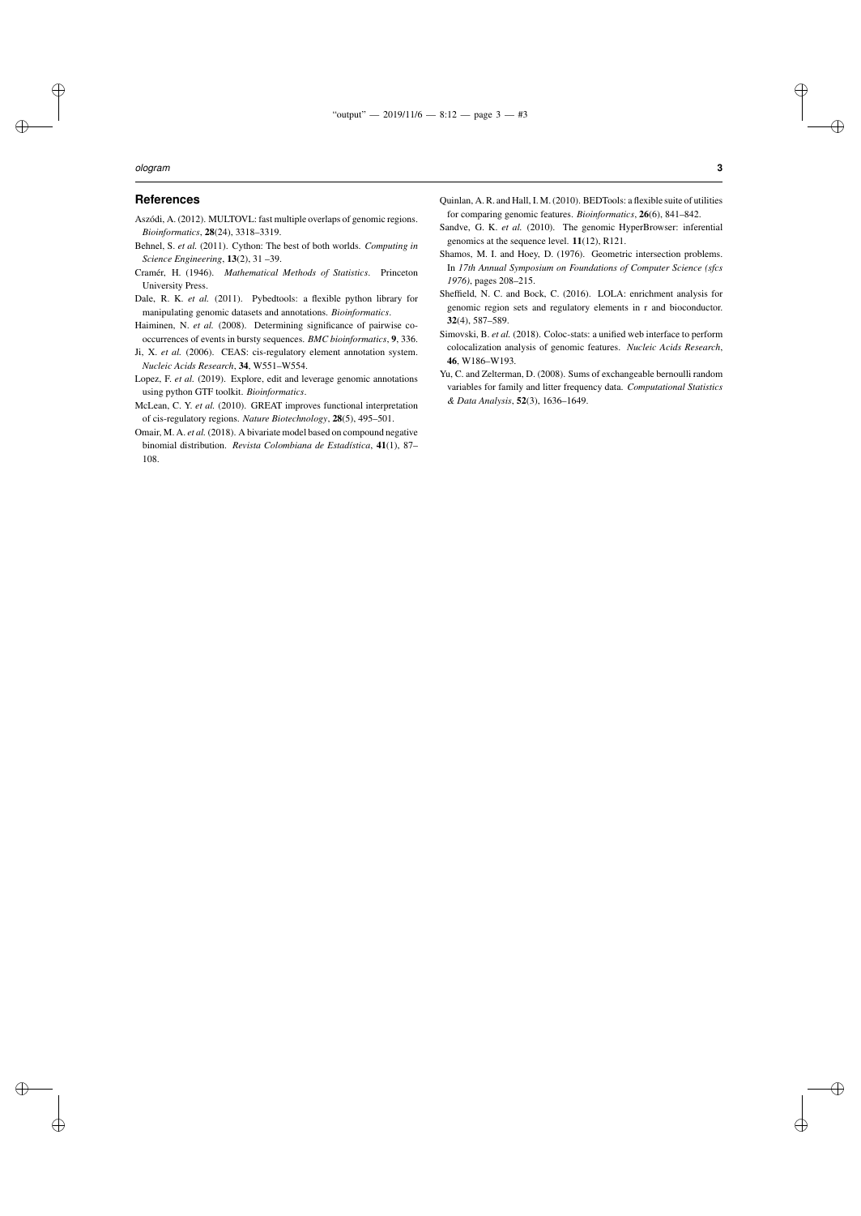## References

Aszódi, A. (2012). MULTOVL: fast multiple overlaps of genomic regions. *Bioinformatics*, **28**(24), 3318–3319.

Behnel, S. *et al.* (2011). Cython: The best of both worlds. *Computing in Science Engineering*, **13**(2), 31 –39.

Cramér, H. (1946). *Mathematical Methods of Statistics*. Princeton University Press.

Dale, R. K. *et al.* (2011). Pybedtools: a flexible python library for manipulating genomic datasets and annotations. *Bioinformatics*.

Haiminen, N. *et al.* (2008). Determining significance of pairwise co-occurrences of events in bursty sequences. *BMC bioinformatics*, **9**, 336.

Ji, X. *et al.* (2006). CEAS: cis-regulatory element annotation system. *Nucleic Acids Research*, **34**, W551–W554.

Lopez, F. *et al.* (2019). Explore, edit and leverage genomic annotations using python GTF toolkit. *Bioinformatics*.

McLean, C. Y. *et al.* (2010). GREAT improves functional interpretation of cis-regulatory regions. *Nature Biotechnology*, **28**(5), 495–501.

Omair, M. A. *et al.* (2018). A bivariate model based on compound negative binomial distribution. *Revista Colombiana de Estadística*, **41**(1), 87–108.

Quinlan, A. R. and Hall, I. M. (2010). BEDTools: a flexible suite of utilities for comparing genomic features. *Bioinformatics*, **26**(6), 841–842.

Sandve, G. K. *et al.* (2010). The genomic HyperBrowser: inferential genomics at the sequence level. **11**(12), R121.

Shamos, M. I. and Hoey, D. (1976). Geometric intersection problems. In *17th Annual Symposium on Foundations of Computer Science (sfcs 1976)*, pages 208–215.

Sheffield, N. C. and Bock, C. (2016). LOLA: enrichment analysis for genomic region sets and regulatory elements in r and bioconductor. **32**(4), 587–589.

Simovski, B. *et al.* (2018). Coloc-stats: a unified web interface to perform colocalization analysis of genomic features. *Nucleic Acids Research*, **46**, W186–W193.

Yu, C. and Zelterman, D. (2008). Sums of exchangeable bernoulli random variables for family and litter frequency data. *Computational Statistics & Data Analysis*, **52**(3), 1636–1649.